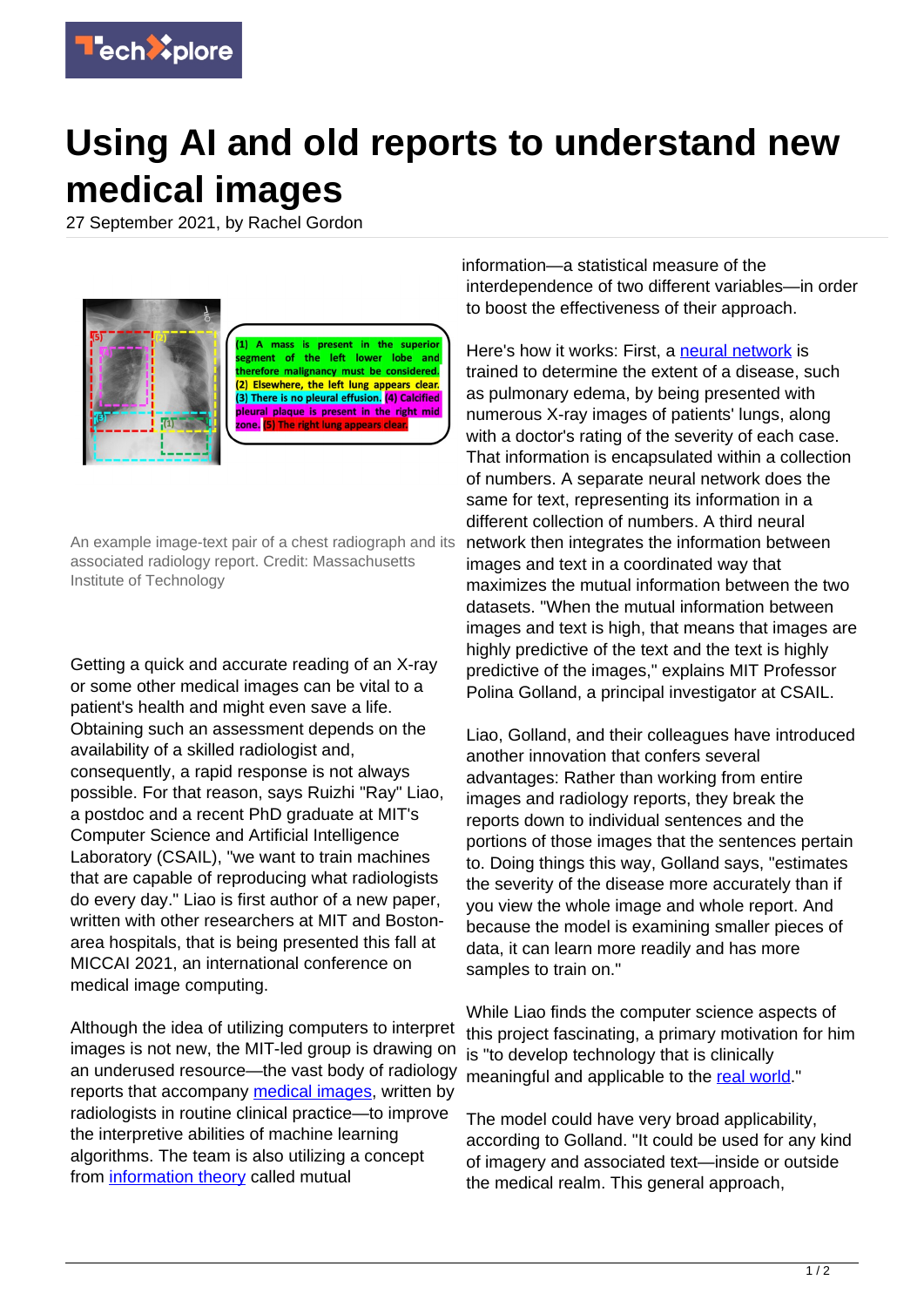# Using AI and old reports to understand new medical images

27 September 2021, by Rachel Gordon

An example image-text pair of a chest radiograph and its associated radiology report. Credit: Massachusetts Institute of Technology

Getting a quick and accurate reading of an X-ray or some other medical images can be vital to a patient's health and might even save a life. Obtaining such an assessment depends on the availability of a skilled radiologist and, consequently, a rapid response is not always possible. For that reason, says Ruizhi "Ray" Liao, a postdoc and a recent PhD graduate at MIT's Computer Science and Artificial Intelligence Laboratory (CSAIL), "we want to train machines that are capable of reproducing what radiologists do every day." Liao is first author of a new paper, written with other researchers at MIT and Boston-area hospitals, that is being presented this fall at MICCAI 2021, an international conference on medical image computing.

Although the idea of utilizing computers to interpret images is not new, the MIT-led group is drawing on an underused resource—the vast body of radiology reports that accompany medical images, written by radiologists in routine clinical practice—to improve the interpretive abilities of machine learning algorithms. The team is also utilizing a concept from information theory called mutual information—a statistical measure of the interdependence of two different variables—in order to boost the effectiveness of their approach.

Here's how it works: First, a neural network is trained to determine the extent of a disease, such as pulmonary edema, by being presented with numerous X-ray images of patients' lungs, along with a doctor's rating of the severity of each case. That information is encapsulated within a collection of numbers. A separate neural network does the same for text, representing its information in a different collection of numbers. A third neural network then integrates the information between images and text in a coordinated way that maximizes the mutual information between the two datasets. "When the mutual information between images and text is high, that means that images are highly predictive of the text and the text is highly predictive of the images," explains MIT Professor Polina Golland, a principal investigator at CSAIL.

Liao, Golland, and their colleagues have introduced another innovation that confers several advantages: Rather than working from entire images and radiology reports, they break the reports down to individual sentences and the portions of those images that the sentences pertain to. Doing things this way, Golland says, "estimates the severity of the disease more accurately than if you view the whole image and whole report. And because the model is examining smaller pieces of data, it can learn more readily and has more samples to train on."

While Liao finds the computer science aspects of this project fascinating, a primary motivation for him is "to develop technology that is clinically meaningful and applicable to the real world."

The model could have very broad applicability, according to Golland. "It could be used for any kind of imagery and associated text—inside or outside the medical realm. This general approach,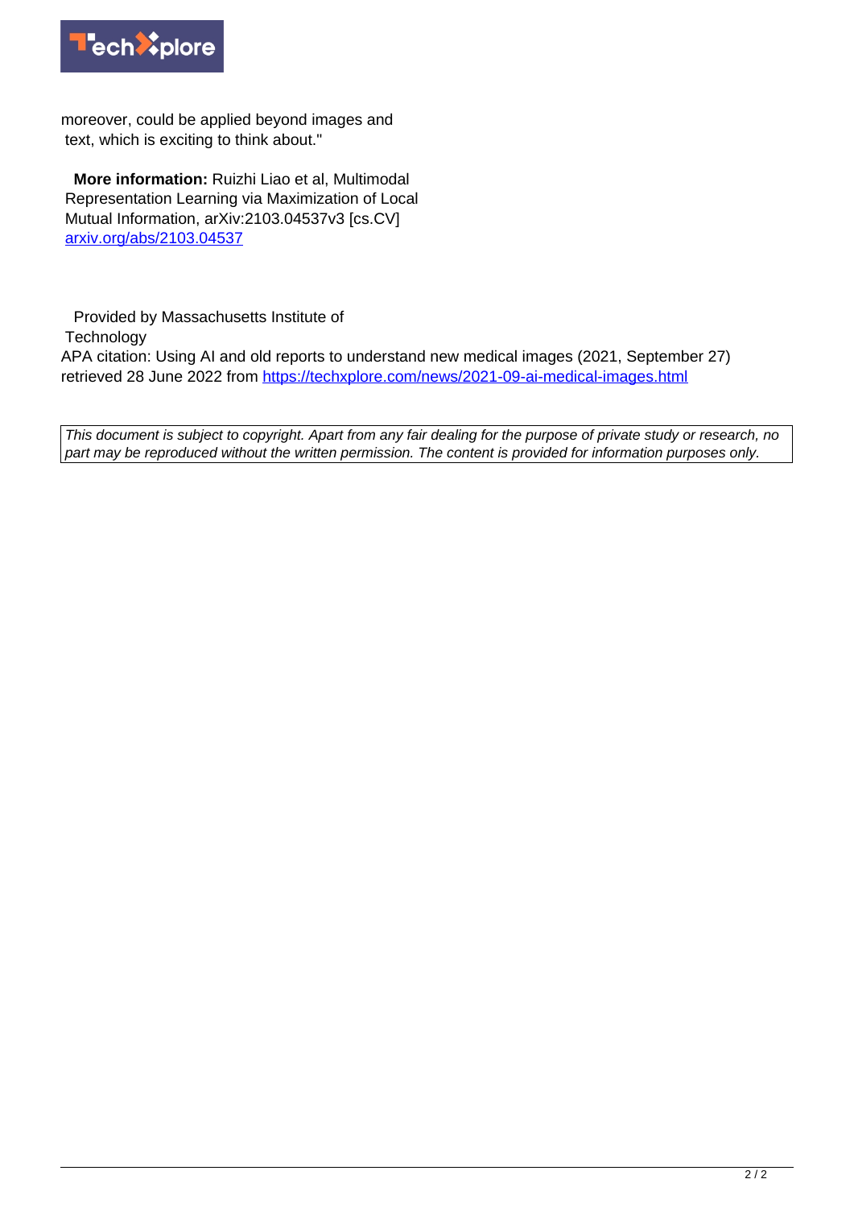moreover, could be applied beyond images and text, which is exciting to think about."

**More information:** Ruizhi Liao et al, Multimodal Representation Learning via Maximization of Local Mutual Information, arXiv:2103.04537v3 [cs.CV] arxiv.org/abs/2103.04537

Provided by Massachusetts Institute of Technology

APA citation: Using AI and old reports to understand new medical images (2021, September 27) retrieved 28 June 2022 from https://techxplore.com/news/2021-09-ai-medical-images.html

*This document is subject to copyright. Apart from any fair dealing for the purpose of private study or research, no part may be reproduced without the written permission. The content is provided for information purposes only.*